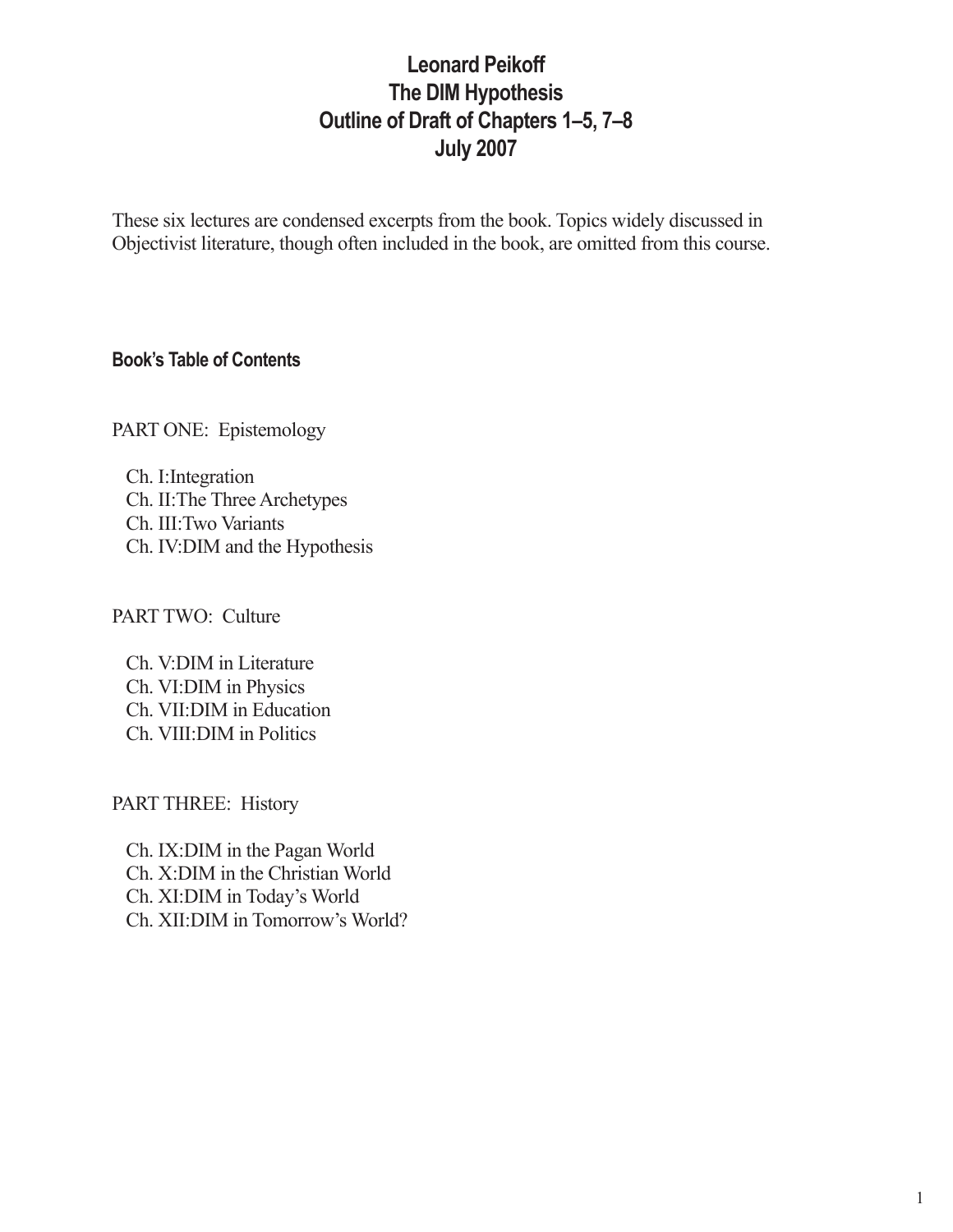# Leonard Peikoff
# The DIM Hypothesis
# Outline of Draft of Chapters 1–5, 7–8
# July 2007

These six lectures are condensed excerpts from the book. Topics widely discussed in Objectivist literature, though often included in the book, are omitted from this course.

### Book's Table of Contents

PART ONE: Epistemology

- Ch. I:Integration
- Ch. II:The Three Archetypes
- Ch. III:Two Variants
- Ch. IV:DIM and the Hypothesis

PART TWO: Culture

- Ch. V:DIM in Literature
- Ch. VI:DIM in Physics
- Ch. VII:DIM in Education
- Ch. VIII:DIM in Politics

PART THREE: History

- Ch. IX:DIM in the Pagan World
- Ch. X:DIM in the Christian World
- Ch. XI:DIM in Today's World
- Ch. XII:DIM in Tomorrow's World?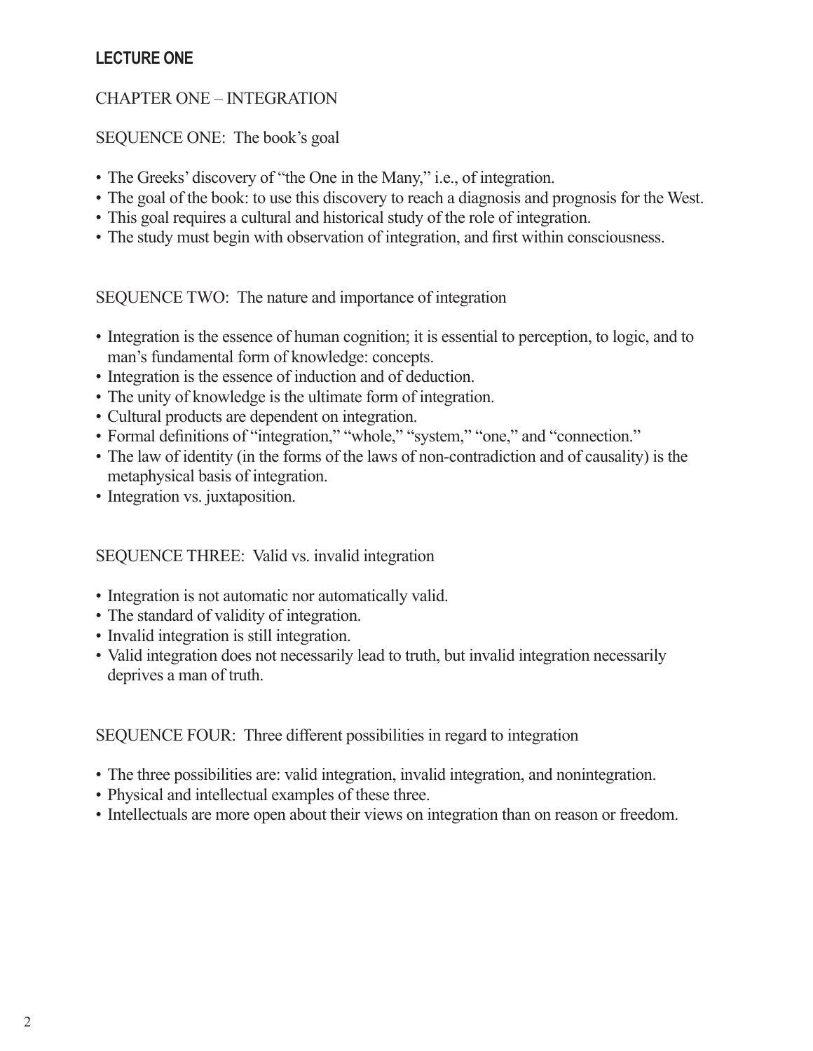**LECTURE ONE**

## CHAPTER ONE – INTEGRATION

### SEQUENCE ONE: The book's goal

- The Greeks' discovery of "the One in the Many," i.e., of integration.
- The goal of the book: to use this discovery to reach a diagnosis and prognosis for the West.
- This goal requires a cultural and historical study of the role of integration.
- The study must begin with observation of integration, and first within consciousness.

### SEQUENCE TWO: The nature and importance of integration

- Integration is the essence of human cognition; it is essential to perception, to logic, and to man's fundamental form of knowledge: concepts.
- Integration is the essence of induction and of deduction.
- The unity of knowledge is the ultimate form of integration.
- Cultural products are dependent on integration.
- Formal definitions of "integration," "whole," "system," "one," and "connection."
- The law of identity (in the forms of the laws of non-contradiction and of causality) is the metaphysical basis of integration.
- Integration vs. juxtaposition.

### SEQUENCE THREE: Valid vs. invalid integration

- Integration is not automatic nor automatically valid.
- The standard of validity of integration.
- Invalid integration is still integration.
- Valid integration does not necessarily lead to truth, but invalid integration necessarily deprives a man of truth.

### SEQUENCE FOUR: Three different possibilities in regard to integration

- The three possibilities are: valid integration, invalid integration, and nonintegration.
- Physical and intellectual examples of these three.
- Intellectuals are more open about their views on integration than on reason or freedom.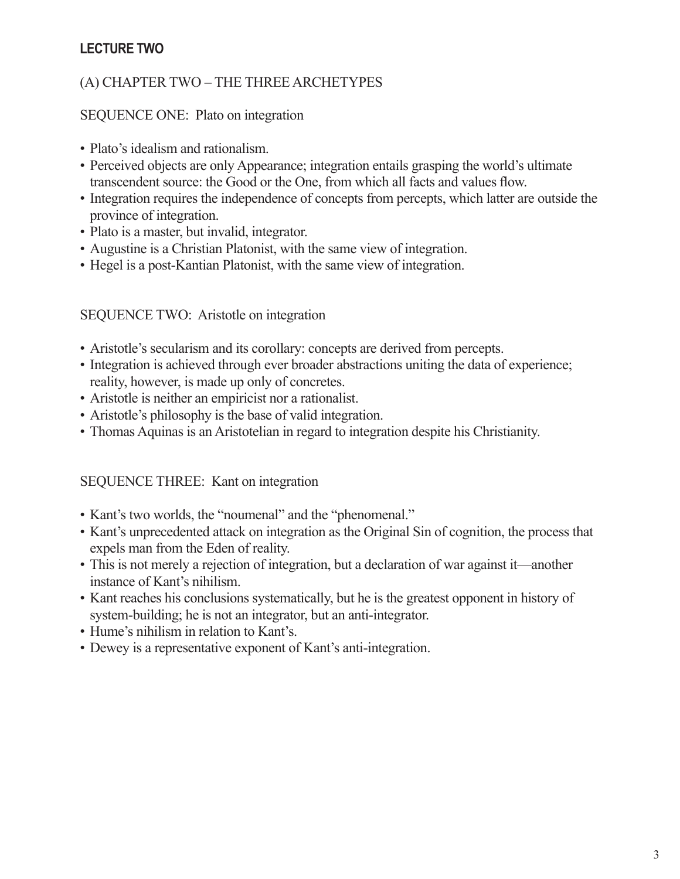## LECTURE TWO

### (A) CHAPTER TWO – THE THREE ARCHETYPES

SEQUENCE ONE: Plato on integration

- Plato's idealism and rationalism.
- Perceived objects are only Appearance; integration entails grasping the world's ultimate transcendent source: the Good or the One, from which all facts and values flow.
- Integration requires the independence of concepts from percepts, which latter are outside the province of integration.
- Plato is a master, but invalid, integrator.
- Augustine is a Christian Platonist, with the same view of integration.
- Hegel is a post-Kantian Platonist, with the same view of integration.

SEQUENCE TWO: Aristotle on integration

- Aristotle's secularism and its corollary: concepts are derived from percepts.
- Integration is achieved through ever broader abstractions uniting the data of experience; reality, however, is made up only of concretes.
- Aristotle is neither an empiricist nor a rationalist.
- Aristotle's philosophy is the base of valid integration.
- Thomas Aquinas is an Aristotelian in regard to integration despite his Christianity.

SEQUENCE THREE: Kant on integration

- Kant's two worlds, the "noumenal" and the "phenomenal."
- Kant's unprecedented attack on integration as the Original Sin of cognition, the process that expels man from the Eden of reality.
- This is not merely a rejection of integration, but a declaration of war against it—another instance of Kant's nihilism.
- Kant reaches his conclusions systematically, but he is the greatest opponent in history of system-building; he is not an integrator, but an anti-integrator.
- Hume's nihilism in relation to Kant's.
- Dewey is a representative exponent of Kant's anti-integration.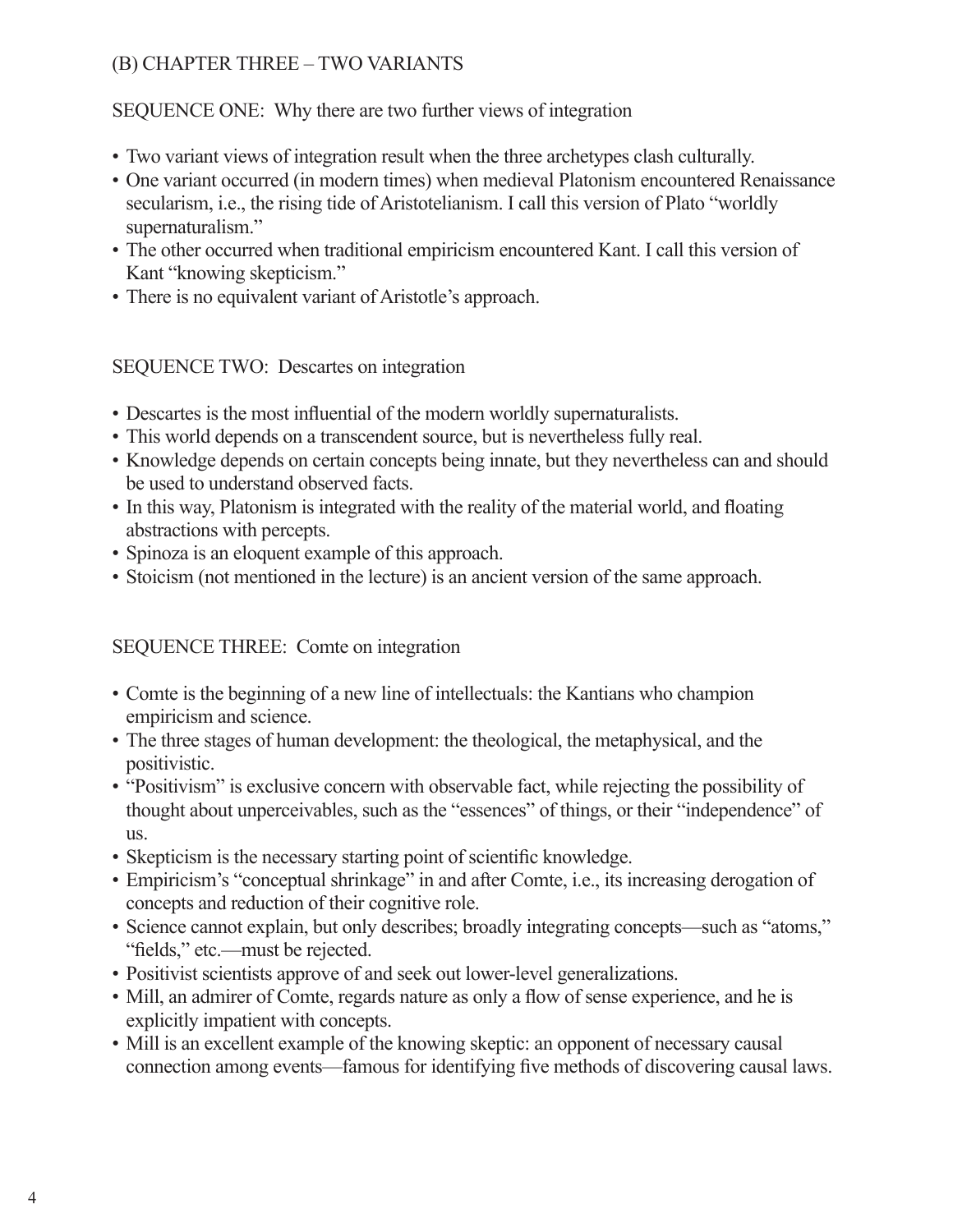## (B) CHAPTER THREE – TWO VARIANTS

### SEQUENCE ONE: Why there are two further views of integration

- Two variant views of integration result when the three archetypes clash culturally.
- One variant occurred (in modern times) when medieval Platonism encountered Renaissance secularism, i.e., the rising tide of Aristotelianism. I call this version of Plato "worldly supernaturalism."
- The other occurred when traditional empiricism encountered Kant. I call this version of Kant "knowing skepticism."
- There is no equivalent variant of Aristotle's approach.

### SEQUENCE TWO: Descartes on integration

- Descartes is the most influential of the modern worldly supernaturalists.
- This world depends on a transcendent source, but is nevertheless fully real.
- Knowledge depends on certain concepts being innate, but they nevertheless can and should be used to understand observed facts.
- In this way, Platonism is integrated with the reality of the material world, and floating abstractions with percepts.
- Spinoza is an eloquent example of this approach.
- Stoicism (not mentioned in the lecture) is an ancient version of the same approach.

### SEQUENCE THREE: Comte on integration

- Comte is the beginning of a new line of intellectuals: the Kantians who champion empiricism and science.
- The three stages of human development: the theological, the metaphysical, and the positivistic.
- "Positivism" is exclusive concern with observable fact, while rejecting the possibility of thought about unperceivables, such as the "essences" of things, or their "independence" of us.
- Skepticism is the necessary starting point of scientific knowledge.
- Empiricism's "conceptual shrinkage" in and after Comte, i.e., its increasing derogation of concepts and reduction of their cognitive role.
- Science cannot explain, but only describes; broadly integrating concepts—such as "atoms," "fields," etc.—must be rejected.
- Positivist scientists approve of and seek out lower-level generalizations.
- Mill, an admirer of Comte, regards nature as only a flow of sense experience, and he is explicitly impatient with concepts.
- Mill is an excellent example of the knowing skeptic: an opponent of necessary causal connection among events—famous for identifying five methods of discovering causal laws.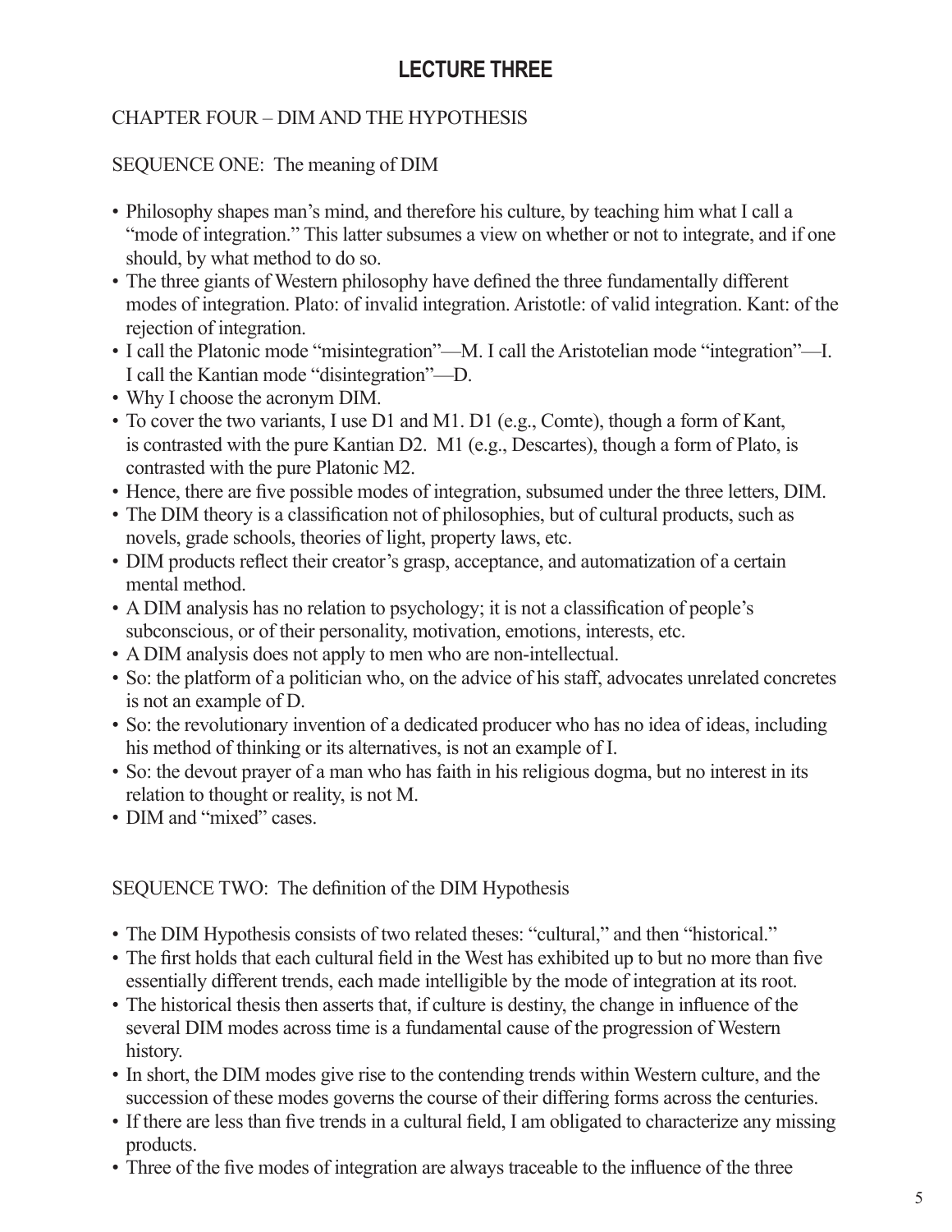# LECTURE THREE

## CHAPTER FOUR – DIM AND THE HYPOTHESIS

### SEQUENCE ONE: The meaning of DIM

- Philosophy shapes man's mind, and therefore his culture, by teaching him what I call a "mode of integration." This latter subsumes a view on whether or not to integrate, and if one should, by what method to do so.
- The three giants of Western philosophy have defined the three fundamentally different modes of integration. Plato: of invalid integration. Aristotle: of valid integration. Kant: of the rejection of integration.
- I call the Platonic mode "misintegration"—M. I call the Aristotelian mode "integration"—I. I call the Kantian mode "disintegration"—D.
- Why I choose the acronym DIM.
- To cover the two variants, I use D1 and M1. D1 (e.g., Comte), though a form of Kant, is contrasted with the pure Kantian D2. M1 (e.g., Descartes), though a form of Plato, is contrasted with the pure Platonic M2.
- Hence, there are five possible modes of integration, subsumed under the three letters, DIM.
- The DIM theory is a classification not of philosophies, but of cultural products, such as novels, grade schools, theories of light, property laws, etc.
- DIM products reflect their creator's grasp, acceptance, and automatization of a certain mental method.
- A DIM analysis has no relation to psychology; it is not a classification of people's subconscious, or of their personality, motivation, emotions, interests, etc.
- A DIM analysis does not apply to men who are non-intellectual.
- So: the platform of a politician who, on the advice of his staff, advocates unrelated concretes is not an example of D.
- So: the revolutionary invention of a dedicated producer who has no idea of ideas, including his method of thinking or its alternatives, is not an example of I.
- So: the devout prayer of a man who has faith in his religious dogma, but no interest in its relation to thought or reality, is not M.
- DIM and "mixed" cases.

### SEQUENCE TWO: The definition of the DIM Hypothesis

- The DIM Hypothesis consists of two related theses: "cultural," and then "historical."
- The first holds that each cultural field in the West has exhibited up to but no more than five essentially different trends, each made intelligible by the mode of integration at its root.
- The historical thesis then asserts that, if culture is destiny, the change in influence of the several DIM modes across time is a fundamental cause of the progression of Western history.
- In short, the DIM modes give rise to the contending trends within Western culture, and the succession of these modes governs the course of their differing forms across the centuries.
- If there are less than five trends in a cultural field, I am obligated to characterize any missing products.
- Three of the five modes of integration are always traceable to the influence of the three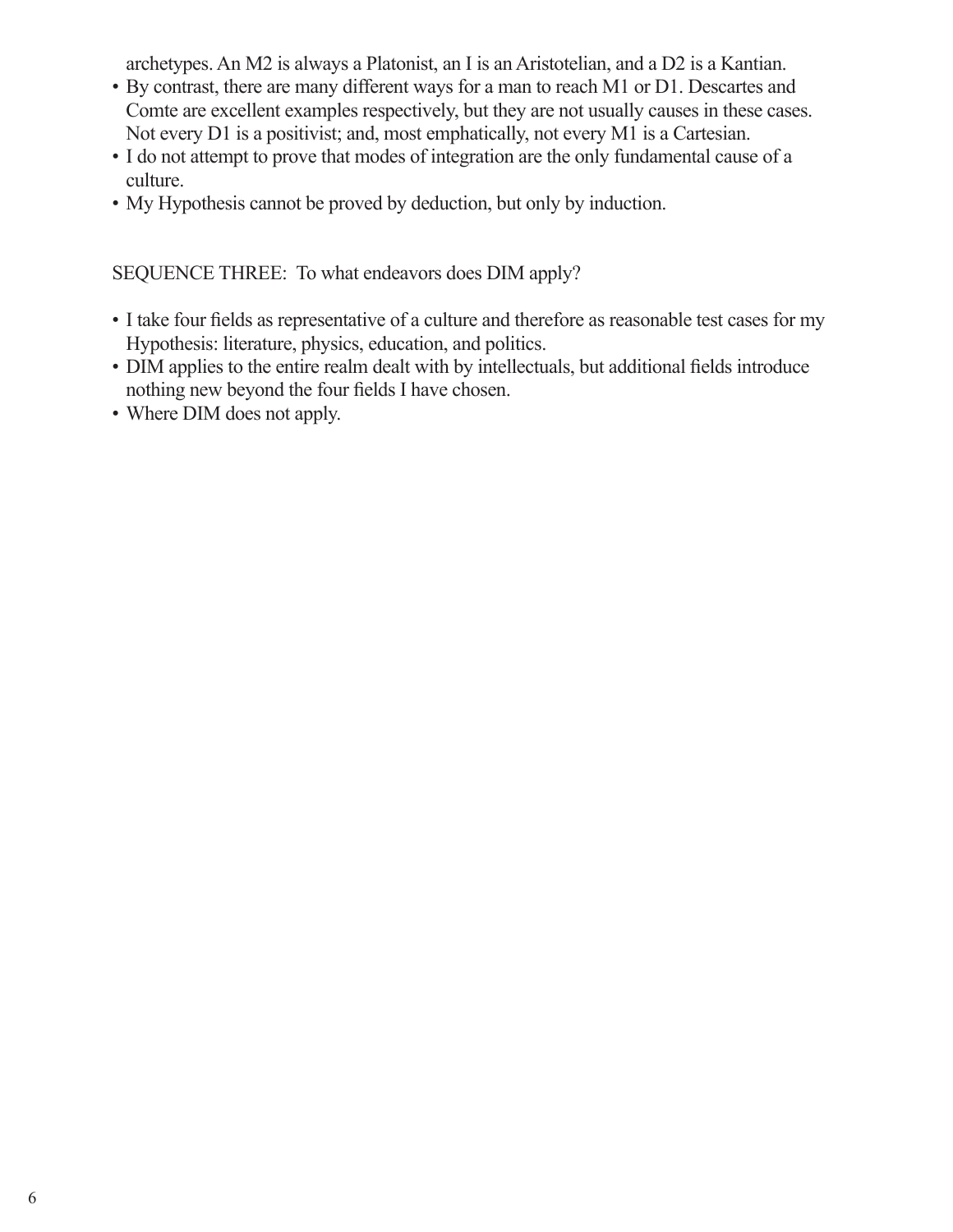archetypes. An M2 is always a Platonist, an I is an Aristotelian, and a D2 is a Kantian.

- By contrast, there are many different ways for a man to reach M1 or D1. Descartes and Comte are excellent examples respectively, but they are not usually causes in these cases. Not every D1 is a positivist; and, most emphatically, not every M1 is a Cartesian.
- I do not attempt to prove that modes of integration are the only fundamental cause of a culture.
- My Hypothesis cannot be proved by deduction, but only by induction.

SEQUENCE THREE: To what endeavors does DIM apply?

- I take four fields as representative of a culture and therefore as reasonable test cases for my Hypothesis: literature, physics, education, and politics.
- DIM applies to the entire realm dealt with by intellectuals, but additional fields introduce nothing new beyond the four fields I have chosen.
- Where DIM does not apply.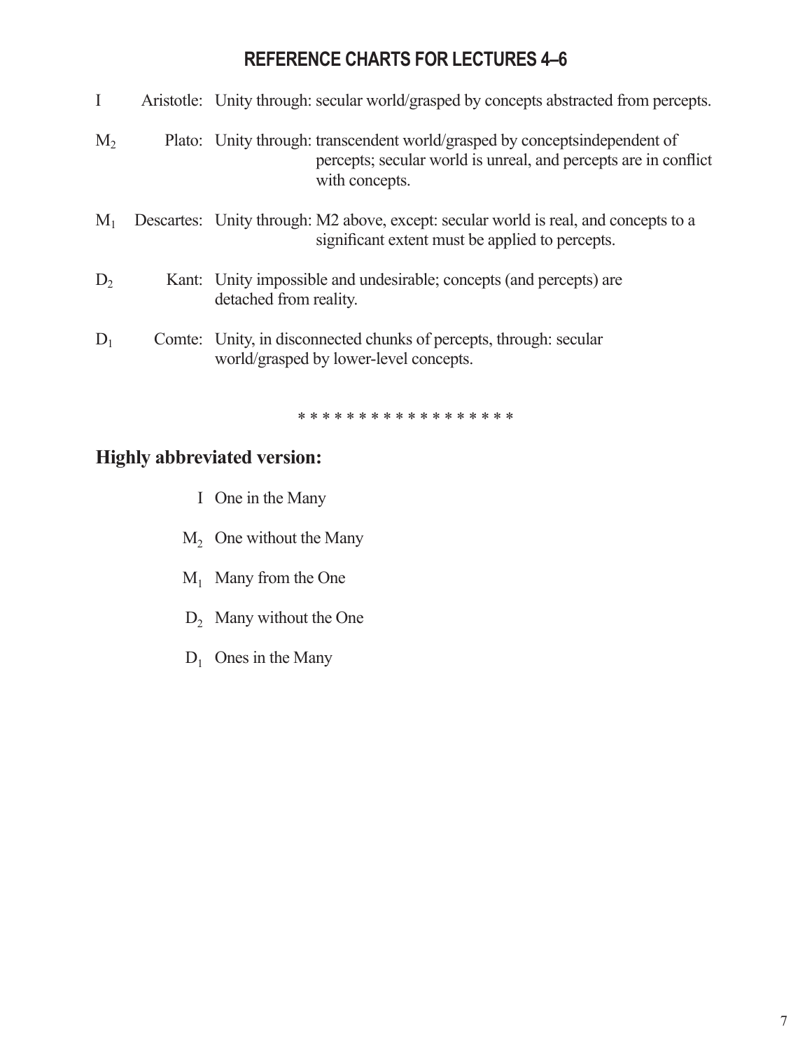## REFERENCE CHARTS FOR LECTURES 4–6

| | | |
|---|---|---|
| I | Aristotle: | Unity through: secular world/grasped by concepts abstracted from percepts. |
| $M_2$ | Plato: | Unity through: transcendent world/grasped by conceptsindependent of percepts; secular world is unreal, and percepts are in conflict with concepts. |
| $M_1$ | Descartes: | Unity through: M2 above, except: secular world is real, and concepts to a significant extent must be applied to percepts. |
| $D_2$ | Kant: | Unity impossible and undesirable; concepts (and percepts) are detached from reality. |
| $D_1$ | Comte: | Unity, in disconnected chunks of percepts, through: secular world/grasped by lower-level concepts. |

* * * * * * * * * * * * * * * * * *

### Highly abbreviated version:

I One in the Many

$M_2$ One without the Many

$M_1$ Many from the One

$D_2$ Many without the One

$D_1$ Ones in the Many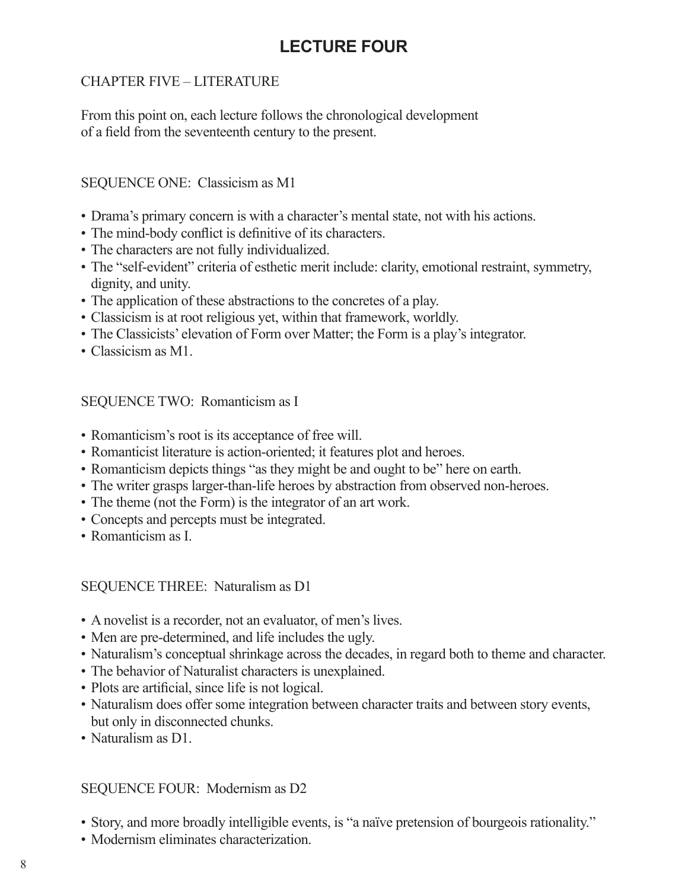# LECTURE FOUR

CHAPTER FIVE – LITERATURE

From this point on, each lecture follows the chronological development of a field from the seventeenth century to the present.

SEQUENCE ONE: Classicism as M1

- Drama's primary concern is with a character's mental state, not with his actions.
- The mind-body conflict is definitive of its characters.
- The characters are not fully individualized.
- The "self-evident" criteria of esthetic merit include: clarity, emotional restraint, symmetry, dignity, and unity.
- The application of these abstractions to the concretes of a play.
- Classicism is at root religious yet, within that framework, worldly.
- The Classicists' elevation of Form over Matter; the Form is a play's integrator.
- Classicism as M1.

SEQUENCE TWO: Romanticism as I

- Romanticism's root is its acceptance of free will.
- Romanticist literature is action-oriented; it features plot and heroes.
- Romanticism depicts things "as they might be and ought to be" here on earth.
- The writer grasps larger-than-life heroes by abstraction from observed non-heroes.
- The theme (not the Form) is the integrator of an art work.
- Concepts and percepts must be integrated.
- Romanticism as I.

SEQUENCE THREE: Naturalism as D1

- A novelist is a recorder, not an evaluator, of men's lives.
- Men are pre-determined, and life includes the ugly.
- Naturalism's conceptual shrinkage across the decades, in regard both to theme and character.
- The behavior of Naturalist characters is unexplained.
- Plots are artificial, since life is not logical.
- Naturalism does offer some integration between character traits and between story events, but only in disconnected chunks.
- Naturalism as D1.

SEQUENCE FOUR: Modernism as D2

- Story, and more broadly intelligible events, is "a naïve pretension of bourgeois rationality."
- Modernism eliminates characterization.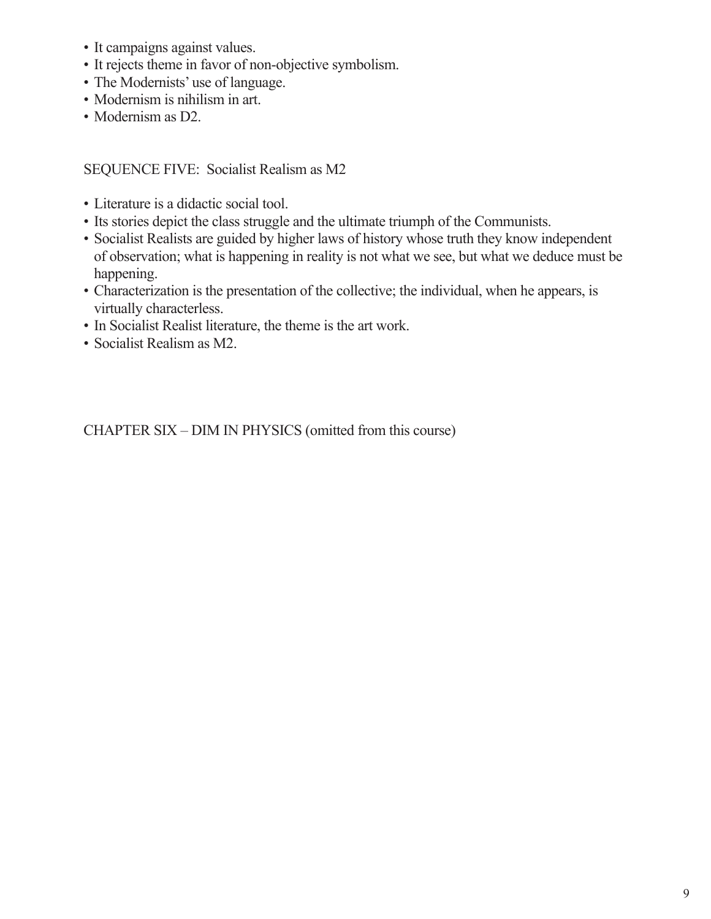- It campaigns against values.
- It rejects theme in favor of non-objective symbolism.
- The Modernists' use of language.
- Modernism is nihilism in art.
- Modernism as D2.

## SEQUENCE FIVE: Socialist Realism as M2

- Literature is a didactic social tool.
- Its stories depict the class struggle and the ultimate triumph of the Communists.
- Socialist Realists are guided by higher laws of history whose truth they know independent of observation; what is happening in reality is not what we see, but what we deduce must be happening.
- Characterization is the presentation of the collective; the individual, when he appears, is virtually characterless.
- In Socialist Realist literature, the theme is the art work.
- Socialist Realism as M2.

## CHAPTER SIX – DIM IN PHYSICS (omitted from this course)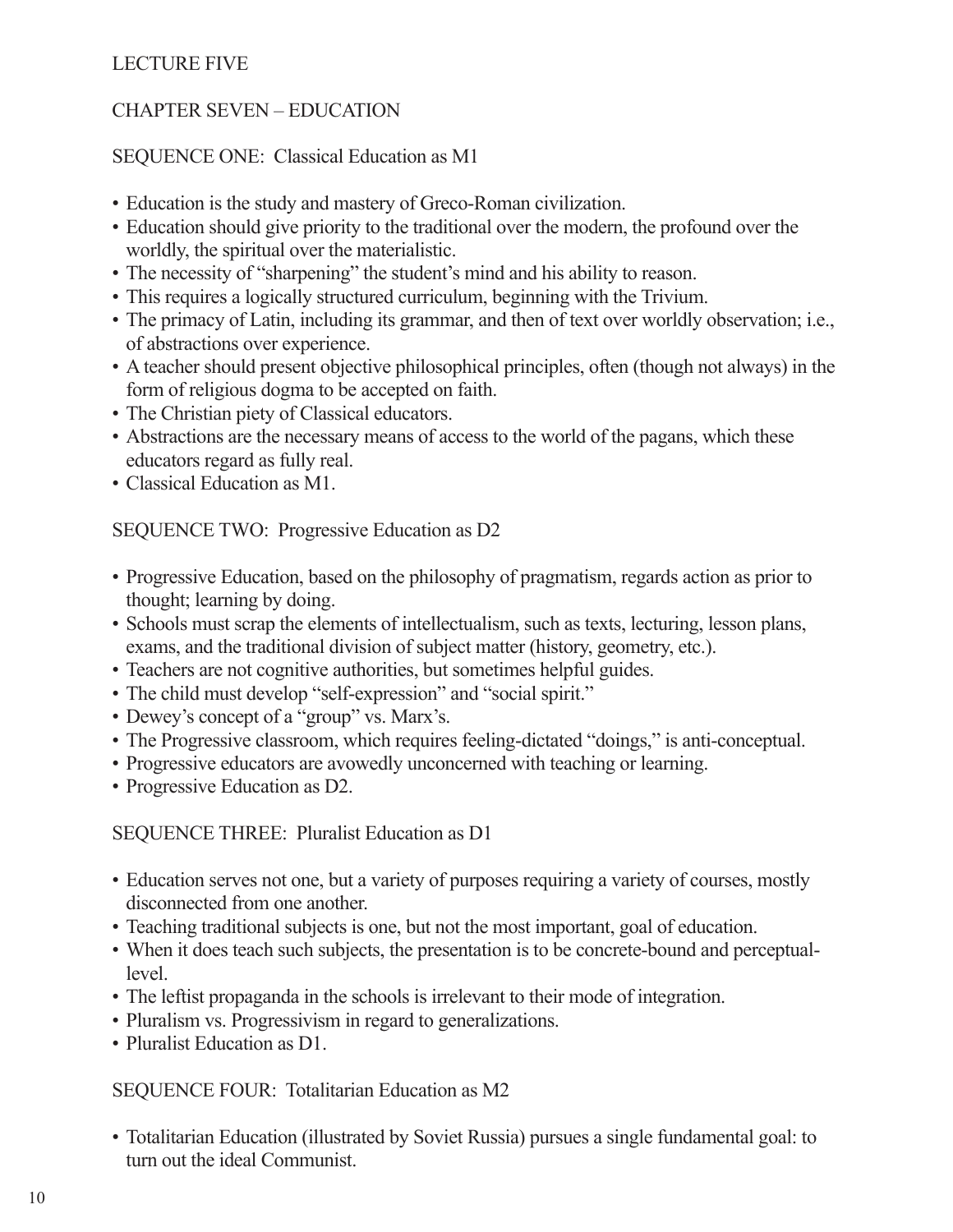LECTURE FIVE

CHAPTER SEVEN – EDUCATION

SEQUENCE ONE: Classical Education as M1

- Education is the study and mastery of Greco-Roman civilization.
- Education should give priority to the traditional over the modern, the profound over the worldly, the spiritual over the materialistic.
- The necessity of "sharpening" the student's mind and his ability to reason.
- This requires a logically structured curriculum, beginning with the Trivium.
- The primacy of Latin, including its grammar, and then of text over worldly observation; i.e., of abstractions over experience.
- A teacher should present objective philosophical principles, often (though not always) in the form of religious dogma to be accepted on faith.
- The Christian piety of Classical educators.
- Abstractions are the necessary means of access to the world of the pagans, which these educators regard as fully real.
- Classical Education as M1.

SEQUENCE TWO: Progressive Education as D2

- Progressive Education, based on the philosophy of pragmatism, regards action as prior to thought; learning by doing.
- Schools must scrap the elements of intellectualism, such as texts, lecturing, lesson plans, exams, and the traditional division of subject matter (history, geometry, etc.).
- Teachers are not cognitive authorities, but sometimes helpful guides.
- The child must develop "self-expression" and "social spirit."
- Dewey's concept of a "group" vs. Marx's.
- The Progressive classroom, which requires feeling-dictated "doings," is anti-conceptual.
- Progressive educators are avowedly unconcerned with teaching or learning.
- Progressive Education as D2.

SEQUENCE THREE: Pluralist Education as D1

- Education serves not one, but a variety of purposes requiring a variety of courses, mostly disconnected from one another.
- Teaching traditional subjects is one, but not the most important, goal of education.
- When it does teach such subjects, the presentation is to be concrete-bound and perceptual-level.
- The leftist propaganda in the schools is irrelevant to their mode of integration.
- Pluralism vs. Progressivism in regard to generalizations.
- Pluralist Education as D1.

SEQUENCE FOUR: Totalitarian Education as M2

- Totalitarian Education (illustrated by Soviet Russia) pursues a single fundamental goal: to turn out the ideal Communist.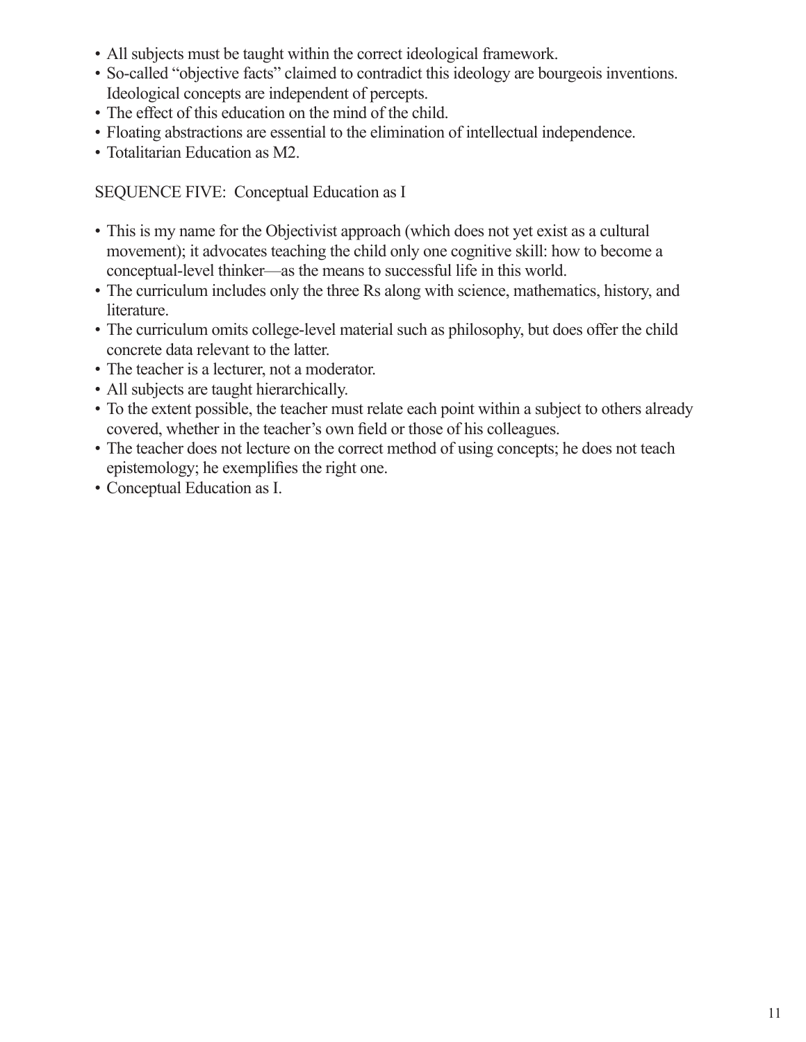- All subjects must be taught within the correct ideological framework.
- So-called "objective facts" claimed to contradict this ideology are bourgeois inventions. Ideological concepts are independent of percepts.
- The effect of this education on the mind of the child.
- Floating abstractions are essential to the elimination of intellectual independence.
- Totalitarian Education as M2.

SEQUENCE FIVE: Conceptual Education as I

- This is my name for the Objectivist approach (which does not yet exist as a cultural movement); it advocates teaching the child only one cognitive skill: how to become a conceptual-level thinker—as the means to successful life in this world.
- The curriculum includes only the three Rs along with science, mathematics, history, and literature.
- The curriculum omits college-level material such as philosophy, but does offer the child concrete data relevant to the latter.
- The teacher is a lecturer, not a moderator.
- All subjects are taught hierarchically.
- To the extent possible, the teacher must relate each point within a subject to others already covered, whether in the teacher's own field or those of his colleagues.
- The teacher does not lecture on the correct method of using concepts; he does not teach epistemology; he exemplifies the right one.
- Conceptual Education as I.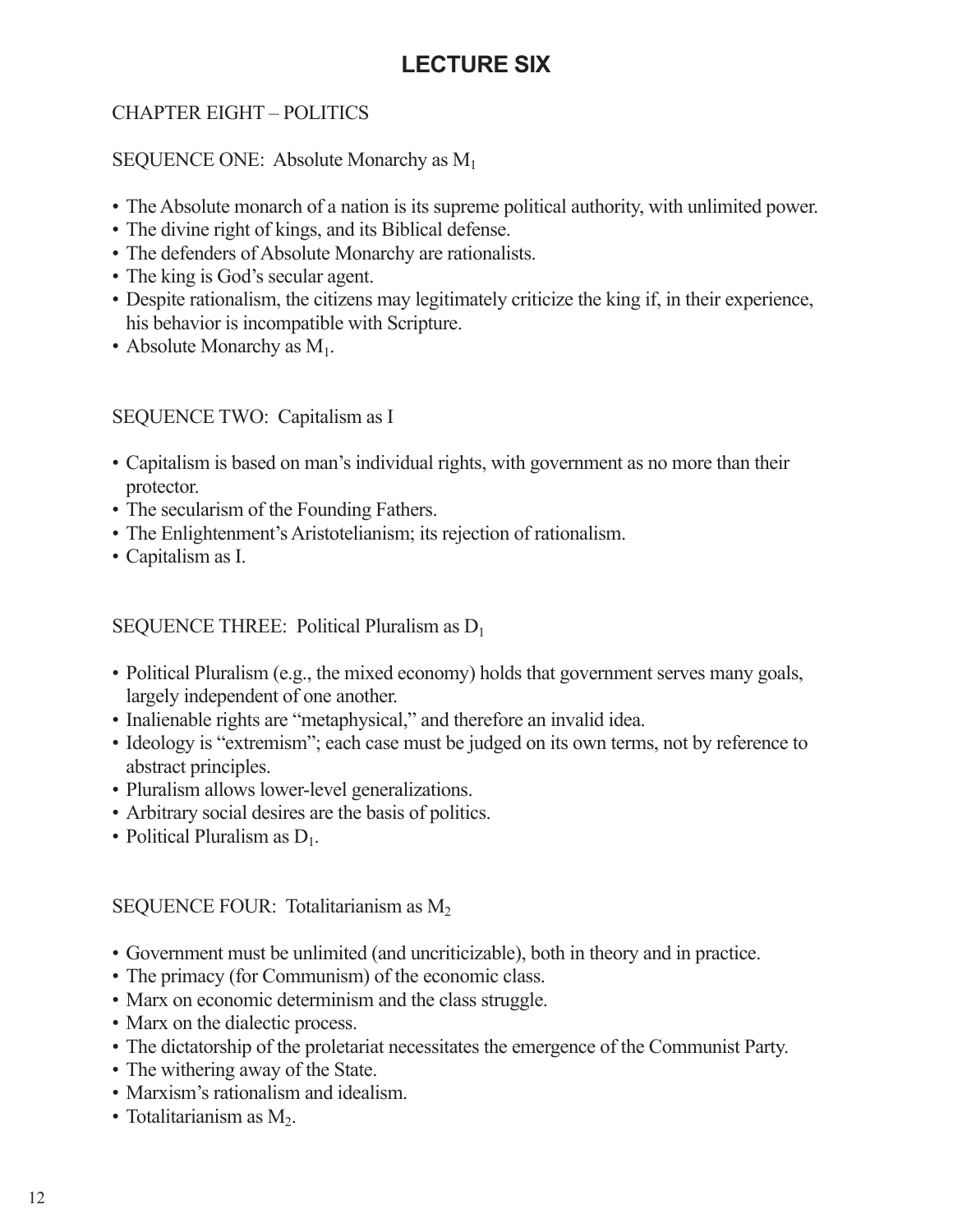# LECTURE SIX

## CHAPTER EIGHT – POLITICS

### SEQUENCE ONE: Absolute Monarchy as $M_1$

- The Absolute monarch of a nation is its supreme political authority, with unlimited power.
- The divine right of kings, and its Biblical defense.
- The defenders of Absolute Monarchy are rationalists.
- The king is God's secular agent.
- Despite rationalism, the citizens may legitimately criticize the king if, in their experience, his behavior is incompatible with Scripture.
- Absolute Monarchy as $M_1$.

### SEQUENCE TWO: Capitalism as I

- Capitalism is based on man's individual rights, with government as no more than their protector.
- The secularism of the Founding Fathers.
- The Enlightenment's Aristotelianism; its rejection of rationalism.
- Capitalism as I.

### SEQUENCE THREE: Political Pluralism as $D_1$

- Political Pluralism (e.g., the mixed economy) holds that government serves many goals, largely independent of one another.
- Inalienable rights are "metaphysical," and therefore an invalid idea.
- Ideology is "extremism"; each case must be judged on its own terms, not by reference to abstract principles.
- Pluralism allows lower-level generalizations.
- Arbitrary social desires are the basis of politics.
- Political Pluralism as $D_1$.

### SEQUENCE FOUR: Totalitarianism as $M_2$

- Government must be unlimited (and uncriticizable), both in theory and in practice.
- The primacy (for Communism) of the economic class.
- Marx on economic determinism and the class struggle.
- Marx on the dialectic process.
- The dictatorship of the proletariat necessitates the emergence of the Communist Party.
- The withering away of the State.
- Marxism's rationalism and idealism.
- Totalitarianism as $M_2$.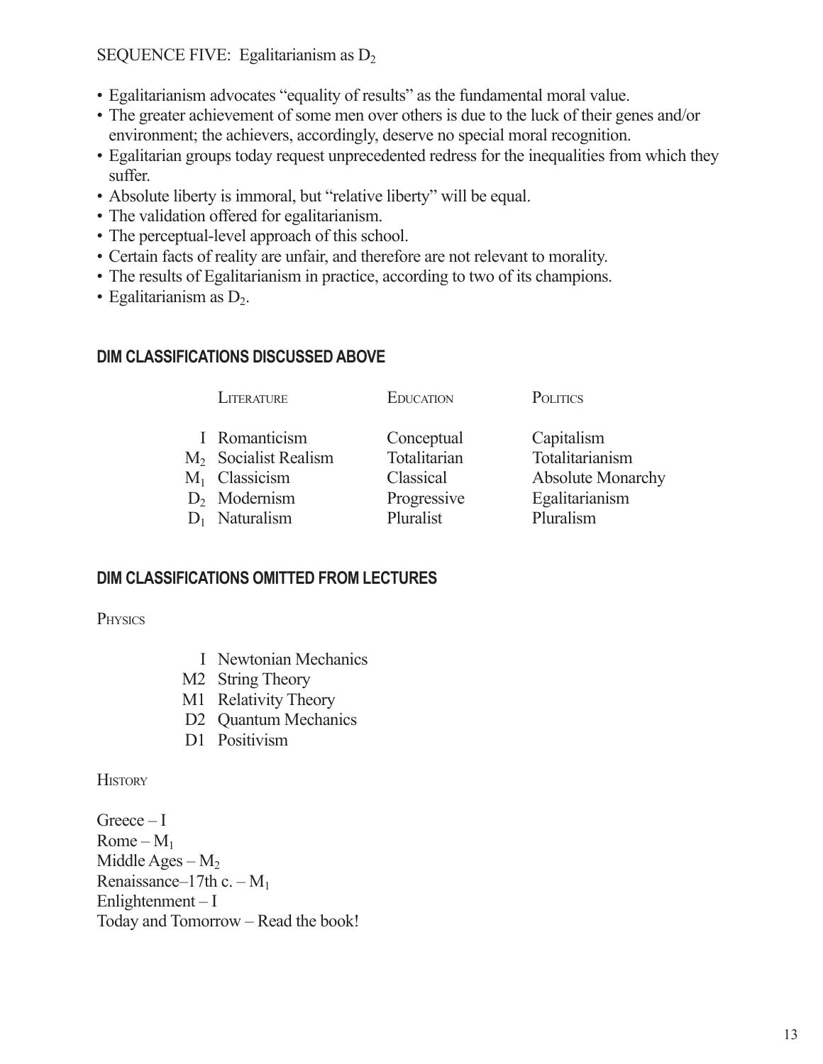SEQUENCE FIVE: Egalitarianism as $D_2$

- Egalitarianism advocates "equality of results" as the fundamental moral value.
- The greater achievement of some men over others is due to the luck of their genes and/or environment; the achievers, accordingly, deserve no special moral recognition.
- Egalitarian groups today request unprecedented redress for the inequalities from which they suffer.
- Absolute liberty is immoral, but "relative liberty" will be equal.
- The validation offered for egalitarianism.
- The perceptual-level approach of this school.
- Certain facts of reality are unfair, and therefore are not relevant to morality.
- The results of Egalitarianism in practice, according to two of its champions.
- Egalitarianism as $D_2$.

## DIM CLASSIFICATIONS DISCUSSED ABOVE

| | Literature | Education | Politics |
|---|---|---|---|
| I | Romanticism | Conceptual | Capitalism |
| $M_2$ | Socialist Realism | Totalitarian | Totalitarianism |
| $M_1$ | Classicism | Classical | Absolute Monarchy |
| $D_2$ | Modernism | Progressive | Egalitarianism |
| $D_1$ | Naturalism | Pluralist | Pluralism |

## DIM CLASSIFICATIONS OMITTED FROM LECTURES

Physics

| | |
|---|---|
| I | Newtonian Mechanics |
| M2 | String Theory |
| M1 | Relativity Theory |
| D2 | Quantum Mechanics |
| D1 | Positivism |

History

Greece – I  
Rome – $M_1$  
Middle Ages – $M_2$  
Renaissance–17th c. – $M_1$  
Enlightenment – I  
Today and Tomorrow – Read the book!